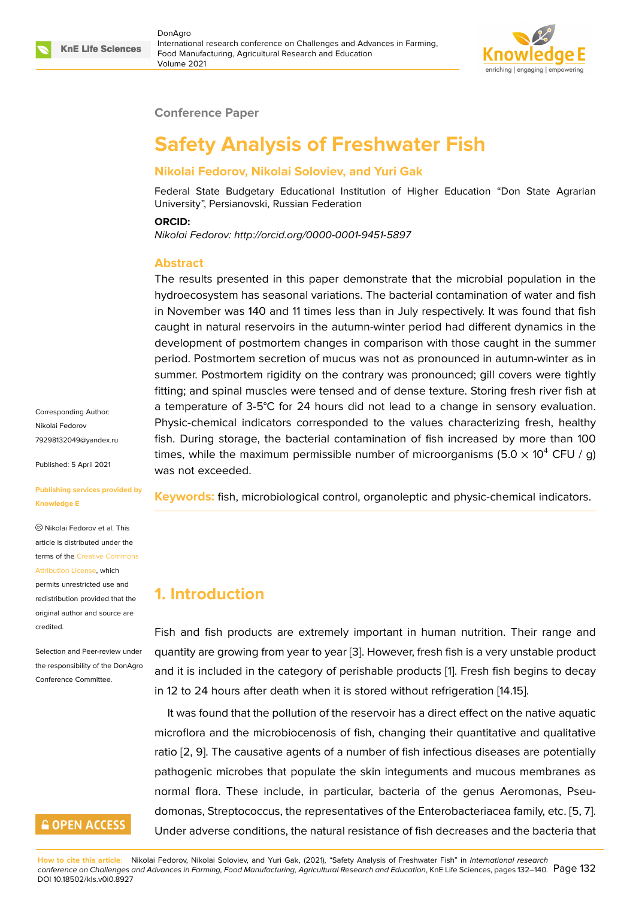Conference Paper

# Safety Analysis of Freshwater Fish

**Nikolai Fedorov, Nikolai Soloviev, and Yuri Gak**

Federal State Budgetary Educational Institution of Higher Education "Don State Agrarian University", Persianovski, Russian Federation

**ORCID:**

*Nikolai Fedorov: http://orcid.org/0000-0001-9451-5897*

Corresponding Author:
Nikolai Fedorov
79298132049@yandex.ru

Published: 5 April 2021

Publishing services provided by Knowledge E

Nikolai Fedorov et al. This article is distributed under the terms of the Creative Commons Attribution License, which permits unrestricted use and redistribution provided that the original author and source are credited.

Selection and Peer-review under the responsibility of the DonAgro Conference Committee.

## Abstract

The results presented in this paper demonstrate that the microbial population in the hydroecosystem has seasonal variations. The bacterial contamination of water and fish in November was 140 and 11 times less than in July respectively. It was found that fish caught in natural reservoirs in the autumn-winter period had different dynamics in the development of postmortem changes in comparison with those caught in the summer period. Postmortem secretion of mucus was not as pronounced in autumn-winter as in summer. Postmortem rigidity on the contrary was pronounced; gill covers were tightly fitting; and spinal muscles were tensed and of dense texture. Storing fresh river fish at a temperature of 3-5°C for 24 hours did not lead to a change in sensory evaluation. Physic-chemical indicators corresponded to the values characterizing fresh, healthy fish. During storage, the bacterial contamination of fish increased by more than 100 times, while the maximum permissible number of microorganisms ($5.0 \times 10^4$ CFU / g) was not exceeded.

**Keywords:** fish, microbiological control, organoleptic and physic-chemical indicators.

## 1. Introduction

Fish and fish products are extremely important in human nutrition. Their range and quantity are growing from year to year [3]. However, fresh fish is a very unstable product and it is included in the category of perishable products [1]. Fresh fish begins to decay in 12 to 24 hours after death when it is stored without refrigeration [14.15].

It was found that the pollution of the reservoir has a direct effect on the native aquatic microflora and the microbiocenosis of fish, changing their quantitative and qualitative ratio [2, 9]. The causative agents of a number of fish infectious diseases are potentially pathogenic microbes that populate the skin integuments and mucous membranes as normal flora. These include, in particular, bacteria of the genus Aeromonas, Pseudomonas, Streptococcus, the representatives of the Enterobacteriacea family, etc. [5, 7]. Under adverse conditions, the natural resistance of fish decreases and the bacteria that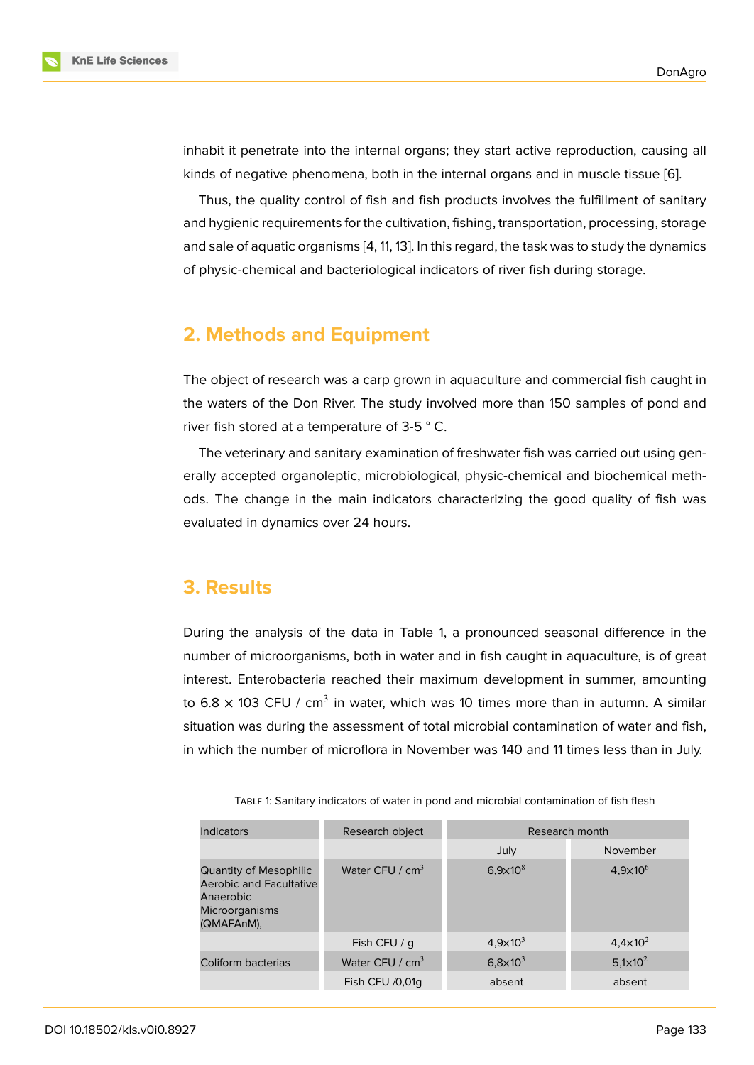inhabit it penetrate into the internal organs; they start active reproduction, causing all kinds of negative phenomena, both in the internal organs and in muscle tissue [6].

Thus, the quality control of fish and fish products involves the fulfillment of sanitary and hygienic requirements for the cultivation, fishing, transportation, processing, storage and sale of aquatic organisms [4, 11, 13]. In this regard, the task was to study the dynamics of physic-chemical and bacteriological indicators of river fish during storage.

## 2. Methods and Equipment

The object of research was a carp grown in aquaculture and commercial fish caught in the waters of the Don River. The study involved more than 150 samples of pond and river fish stored at a temperature of 3-5 ° C.

The veterinary and sanitary examination of freshwater fish was carried out using generally accepted organoleptic, microbiological, physic-chemical and biochemical methods. The change in the main indicators characterizing the good quality of fish was evaluated in dynamics over 24 hours.

## 3. Results

During the analysis of the data in Table 1, a pronounced seasonal difference in the number of microorganisms, both in water and in fish caught in aquaculture, is of great interest. Enterobacteria reached their maximum development in summer, amounting to 6.8 × 103 CFU / cm$^3$ in water, which was 10 times more than in autumn. A similar situation was during the assessment of total microbial contamination of water and fish, in which the number of microflora in November was 140 and 11 times less than in July.

TABLE 1: Sanitary indicators of water in pond and microbial contamination of fish flesh

| Indicators | Research object | Research month | |
|---|---|---|---|
| | | July | November |
| Quantity of Mesophilic Aerobic and Facultative Anaerobic Microorganisms (QMAFAnM), | Water CFU / cm$^3$ | $6{,}9\times10^8$ | $4{,}9\times10^6$ |
| | Fish CFU / g | $4{,}9\times10^3$ | $4{,}4\times10^2$ |
| Coliform bacterias | Water CFU / cm$^3$ | $6{,}8\times10^3$ | $5{,}1\times10^2$ |
| | Fish CFU /0,01g | absent | absent |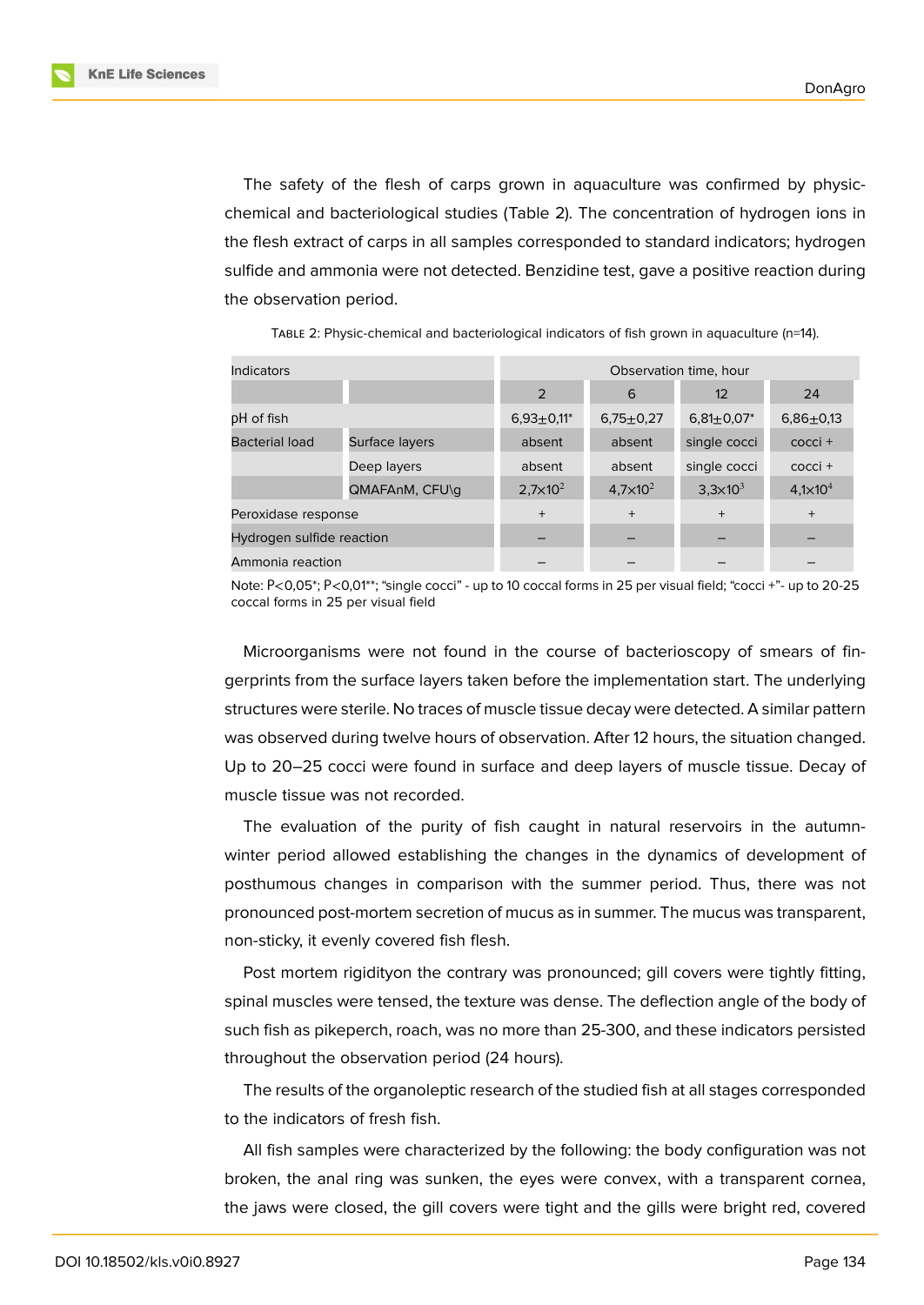The safety of the flesh of carps grown in aquaculture was confirmed by physic-chemical and bacteriological studies (Table 2). The concentration of hydrogen ions in the flesh extract of carps in all samples corresponded to standard indicators; hydrogen sulfide and ammonia were not detected. Benzidine test, gave a positive reaction during the observation period.

Table 2: Physic-chemical and bacteriological indicators of fish grown in aquaculture (n=14).

| Indicators | | Observation time, hour | | | |
|---|---|---|---|---|---|
| | | 2 | 6 | 12 | 24 |
| pH of fish | | 6,93±0,11* | 6,75±0,27 | 6,81±0,07* | 6,86±0,13 |
| Bacterial load | Surface layers | absent | absent | single cocci | cocci + |
| | Deep layers | absent | absent | single cocci | cocci + |
| | QMAFAnM, CFU\g | $2{,}7\times10^{2}$ | $4{,}7\times10^{2}$ | $3{,}3\times10^{3}$ | $4{,}1\times10^{4}$ |
| Peroxidase response | | + | + | + | + |
| Hydrogen sulfide reaction | | – | – | – | – |
| Ammonia reaction | | – | – | – | – |

Note: P<0,05*; P<0,01**; “single cocci” - up to 10 coccal forms in 25 per visual field; “cocci +”- up to 20-25 coccal forms in 25 per visual field

Microorganisms were not found in the course of bacterioscopy of smears of fingerprints from the surface layers taken before the implementation start. The underlying structures were sterile. No traces of muscle tissue decay were detected. A similar pattern was observed during twelve hours of observation. After 12 hours, the situation changed. Up to 20–25 cocci were found in surface and deep layers of muscle tissue. Decay of muscle tissue was not recorded.

The evaluation of the purity of fish caught in natural reservoirs in the autumn-winter period allowed establishing the changes in the dynamics of development of posthumous changes in comparison with the summer period. Thus, there was not pronounced post-mortem secretion of mucus as in summer. The mucus was transparent, non-sticky, it evenly covered fish flesh.

Post mortem rigidityon the contrary was pronounced; gill covers were tightly fitting, spinal muscles were tensed, the texture was dense. The deflection angle of the body of such fish as pikeperch, roach, was no more than 25-300, and these indicators persisted throughout the observation period (24 hours).

The results of the organoleptic research of the studied fish at all stages corresponded to the indicators of fresh fish.

All fish samples were characterized by the following: the body configuration was not broken, the anal ring was sunken, the eyes were convex, with a transparent cornea, the jaws were closed, the gill covers were tight and the gills were bright red, covered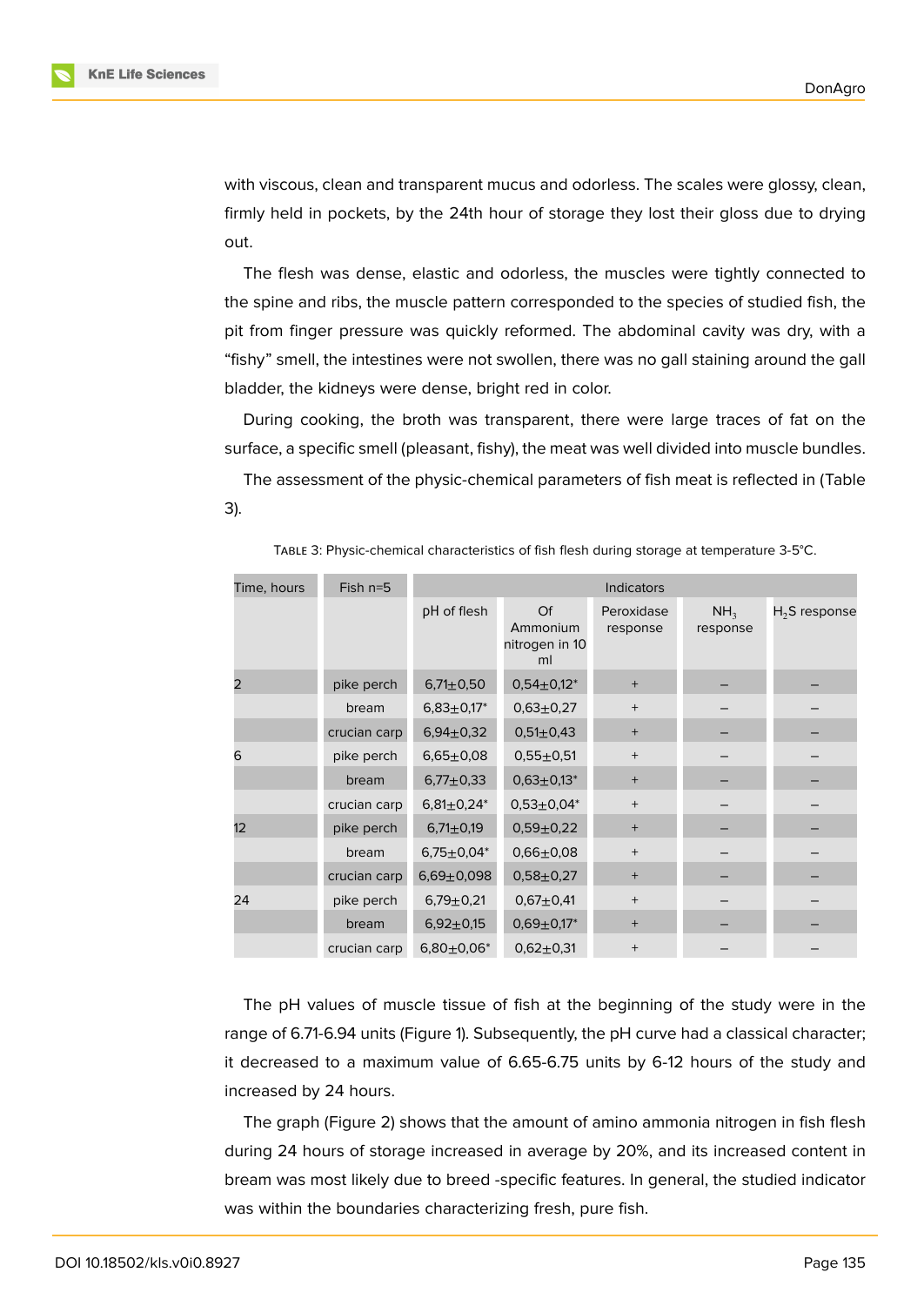with viscous, clean and transparent mucus and odorless. The scales were glossy, clean, firmly held in pockets, by the 24th hour of storage they lost their gloss due to drying out.

The flesh was dense, elastic and odorless, the muscles were tightly connected to the spine and ribs, the muscle pattern corresponded to the species of studied fish, the pit from finger pressure was quickly reformed. The abdominal cavity was dry, with a “fishy” smell, the intestines were not swollen, there was no gall staining around the gall bladder, the kidneys were dense, bright red in color.

During cooking, the broth was transparent, there were large traces of fat on the surface, a specific smell (pleasant, fishy), the meat was well divided into muscle bundles.

The assessment of the physic-chemical parameters of fish meat is reflected in (Table 3).

Table 3: Physic-chemical characteristics of fish flesh during storage at temperature 3-5°C.

| Time, hours | Fish n=5 | Indicators | | | | |
|---|---|---|---|---|---|---|
| | | pH of flesh | Of Ammonium nitrogen in 10 ml | Peroxidase response | $NH_3$ response | $H_2S$ response |
| 2 | pike perch | 6,71±0,50 | 0,54±0,12* | + | – | – |
| | bream | 6,83±0,17* | 0,63±0,27 | + | – | – |
| | crucian carp | 6,94±0,32 | 0,51±0,43 | + | – | – |
| 6 | pike perch | 6,65±0,08 | 0,55±0,51 | + | – | – |
| | bream | 6,77±0,33 | 0,63±0,13* | + | – | – |
| | crucian carp | 6,81±0,24* | 0,53±0,04* | + | – | – |
| 12 | pike perch | 6,71±0,19 | 0,59±0,22 | + | – | – |
| | bream | 6,75±0,04* | 0,66±0,08 | + | – | – |
| | crucian carp | 6,69±0,098 | 0,58±0,27 | + | – | – |
| 24 | pike perch | 6,79±0,21 | 0,67±0,41 | + | – | – |
| | bream | 6,92±0,15 | 0,69±0,17* | + | – | – |
| | crucian carp | 6,80±0,06* | 0,62±0,31 | + | – | – |

The pH values of muscle tissue of fish at the beginning of the study were in the range of 6.71-6.94 units (Figure 1). Subsequently, the pH curve had a classical character; it decreased to a maximum value of 6.65-6.75 units by 6-12 hours of the study and increased by 24 hours.

The graph (Figure 2) shows that the amount of amino ammonia nitrogen in fish flesh during 24 hours of storage increased in average by 20%, and its increased content in bream was most likely due to breed -specific features. In general, the studied indicator was within the boundaries characterizing fresh, pure fish.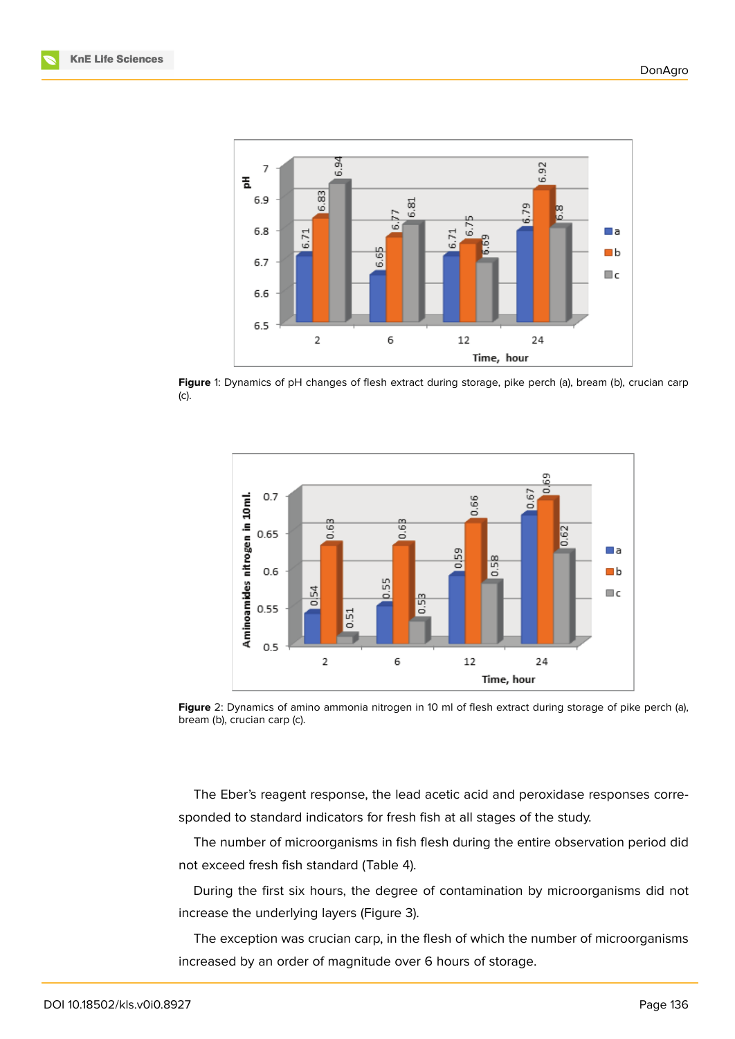**Figure** 1: Dynamics of pH changes of flesh extract during storage, pike perch (a), bream (b), crucian carp (c).

**Figure** 2: Dynamics of amino ammonia nitrogen in 10 ml of flesh extract during storage of pike perch (a), bream (b), crucian carp (c).

The Eber's reagent response, the lead acetic acid and peroxidase responses corresponded to standard indicators for fresh fish at all stages of the study.

The number of microorganisms in fish flesh during the entire observation period did not exceed fresh fish standard (Table 4).

During the first six hours, the degree of contamination by microorganisms did not increase the underlying layers (Figure 3).

The exception was crucian carp, in the flesh of which the number of microorganisms increased by an order of magnitude over 6 hours of storage.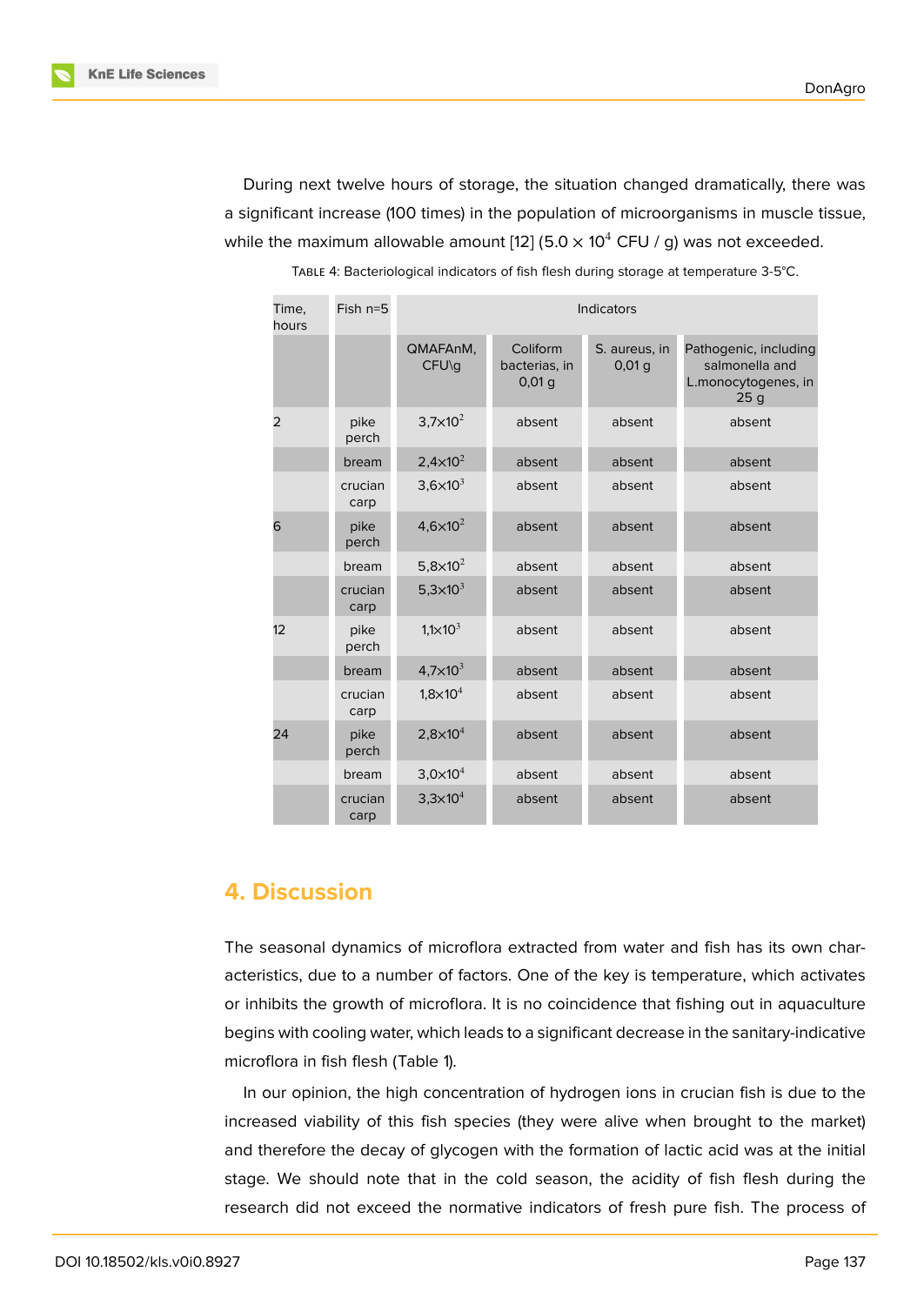During next twelve hours of storage, the situation changed dramatically, there was a significant increase (100 times) in the population of microorganisms in muscle tissue, while the maximum allowable amount [12] ($5.0 \times 10^4$ CFU / g) was not exceeded.

TABLE 4: Bacteriological indicators of fish flesh during storage at temperature 3-5°C.

| Time, hours | Fish n=5 | Indicators | | | |
|---|---|---|---|---|---|
| | | QMAFAnM, CFU\g | Coliform bacterias, in 0,01 g | S. aureus, in 0,01 g | Pathogenic, including salmonella and L.monocytogenes, in 25 g |
| 2 | pike perch | $3{,}7 \times 10^2$ | absent | absent | absent |
| | bream | $2{,}4 \times 10^2$ | absent | absent | absent |
| | crucian carp | $3{,}6 \times 10^3$ | absent | absent | absent |
| 6 | pike perch | $4{,}6 \times 10^2$ | absent | absent | absent |
| | bream | $5{,}8 \times 10^2$ | absent | absent | absent |
| | crucian carp | $5{,}3 \times 10^3$ | absent | absent | absent |
| 12 | pike perch | $1{,}1 \times 10^3$ | absent | absent | absent |
| | bream | $4{,}7 \times 10^3$ | absent | absent | absent |
| | crucian carp | $1{,}8 \times 10^4$ | absent | absent | absent |
| 24 | pike perch | $2{,}8 \times 10^4$ | absent | absent | absent |
| | bream | $3{,}0 \times 10^4$ | absent | absent | absent |
| | crucian carp | $3{,}3 \times 10^4$ | absent | absent | absent |

## 4. Discussion

The seasonal dynamics of microflora extracted from water and fish has its own characteristics, due to a number of factors. One of the key is temperature, which activates or inhibits the growth of microflora. It is no coincidence that fishing out in aquaculture begins with cooling water, which leads to a significant decrease in the sanitary-indicative microflora in fish flesh (Table 1).

In our opinion, the high concentration of hydrogen ions in crucian fish is due to the increased viability of this fish species (they were alive when brought to the market) and therefore the decay of glycogen with the formation of lactic acid was at the initial stage. We should note that in the cold season, the acidity of fish flesh during the research did not exceed the normative indicators of fresh pure fish. The process of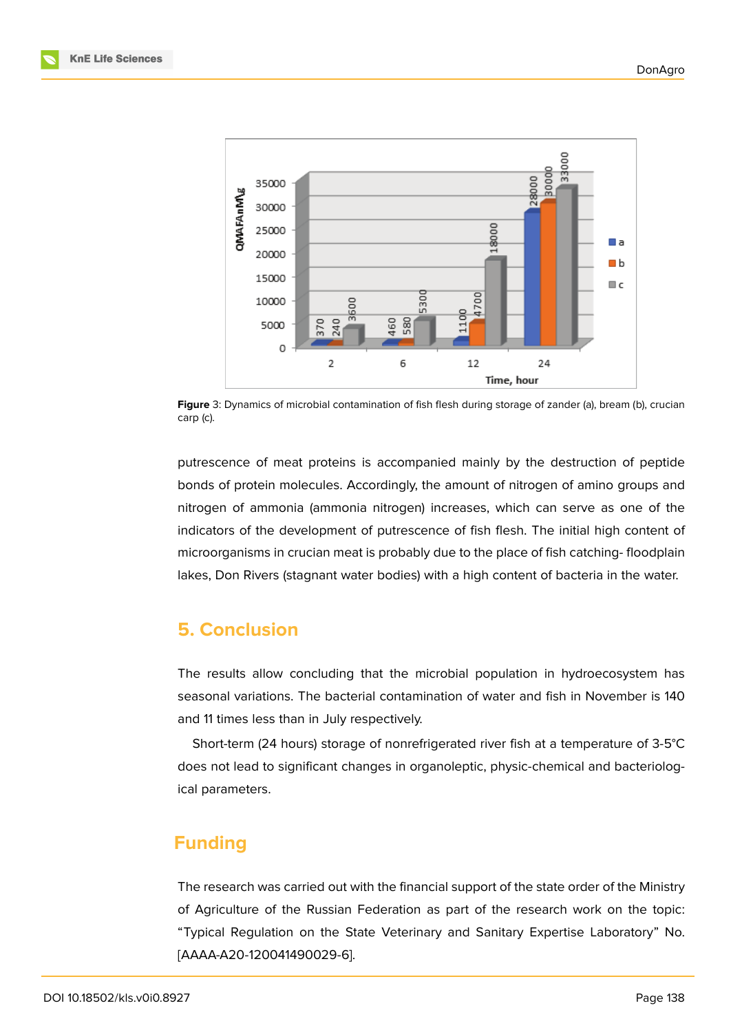Figure 3: Dynamics of microbial contamination of fish flesh during storage of zander (a), bream (b), crucian carp (c).

putrescence of meat proteins is accompanied mainly by the destruction of peptide bonds of protein molecules. Accordingly, the amount of nitrogen of amino groups and nitrogen of ammonia (ammonia nitrogen) increases, which can serve as one of the indicators of the development of putrescence of fish flesh. The initial high content of microorganisms in crucian meat is probably due to the place of fish catching- floodplain lakes, Don Rivers (stagnant water bodies) with a high content of bacteria in the water.

## 5. Conclusion

The results allow concluding that the microbial population in hydroecosystem has seasonal variations. The bacterial contamination of water and fish in November is 140 and 11 times less than in July respectively.

Short-term (24 hours) storage of nonrefrigerated river fish at a temperature of 3-5°C does not lead to significant changes in organoleptic, physic-chemical and bacteriological parameters.

## Funding

The research was carried out with the financial support of the state order of the Ministry of Agriculture of the Russian Federation as part of the research work on the topic: "Typical Regulation on the State Veterinary and Sanitary Expertise Laboratory" No. [AAAA-A20-120041490029-6].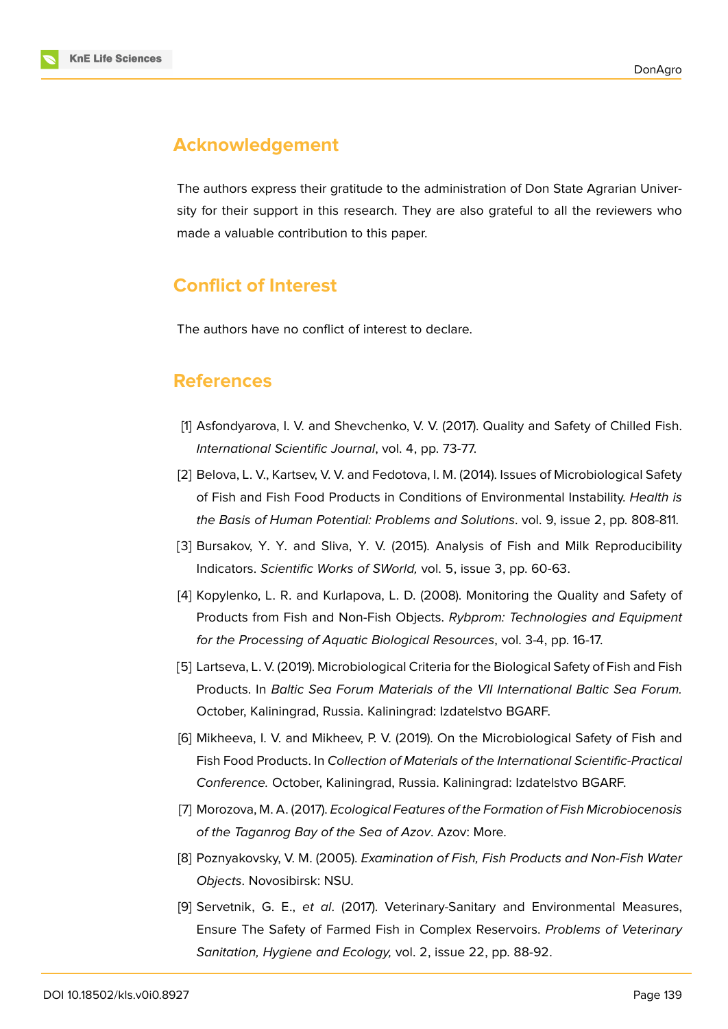## Acknowledgement

The authors express their gratitude to the administration of Don State Agrarian University for their support in this research. They are also grateful to all the reviewers who made a valuable contribution to this paper.

## Conflict of Interest

The authors have no conflict of interest to declare.

## References

[1] Asfondyarova, I. V. and Shevchenko, V. V. (2017). Quality and Safety of Chilled Fish. *International Scientific Journal*, vol. 4, pp. 73-77.

[2] Belova, L. V., Kartsev, V. V. and Fedotova, I. M. (2014). Issues of Microbiological Safety of Fish and Fish Food Products in Conditions of Environmental Instability. *Health is the Basis of Human Potential: Problems and Solutions*. vol. 9, issue 2, pp. 808-811.

[3] Bursakov, Y. Y. and Sliva, Y. V. (2015). Analysis of Fish and Milk Reproducibility Indicators. *Scientific Works of SWorld,* vol. 5, issue 3, pp. 60-63.

[4] Kopylenko, L. R. and Kurlapova, L. D. (2008). Monitoring the Quality and Safety of Products from Fish and Non-Fish Objects. *Rybprom: Technologies and Equipment for the Processing of Aquatic Biological Resources*, vol. 3-4, pp. 16-17.

[5] Lartseva, L. V. (2019). Microbiological Criteria for the Biological Safety of Fish and Fish Products. In *Baltic Sea Forum Materials of the VII International Baltic Sea Forum.* October, Kaliningrad, Russia. Kaliningrad: Izdatelstvo BGARF.

[6] Mikheeva, I. V. and Mikheev, P. V. (2019). On the Microbiological Safety of Fish and Fish Food Products. In *Collection of Materials of the International Scientific-Practical Conference.* October, Kaliningrad, Russia. Kaliningrad: Izdatelstvo BGARF.

[7] Morozova, M. A. (2017). *Ecological Features of the Formation of Fish Microbiocenosis of the Taganrog Bay of the Sea of Azov*. Azov: More.

[8] Poznyakovsky, V. M. (2005). *Examination of Fish, Fish Products and Non-Fish Water Objects*. Novosibirsk: NSU.

[9] Servetnik, G. E., *et al*. (2017). Veterinary-Sanitary and Environmental Measures, Ensure The Safety of Farmed Fish in Complex Reservoirs. *Problems of Veterinary Sanitation, Hygiene and Ecology,* vol. 2, issue 22, pp. 88-92.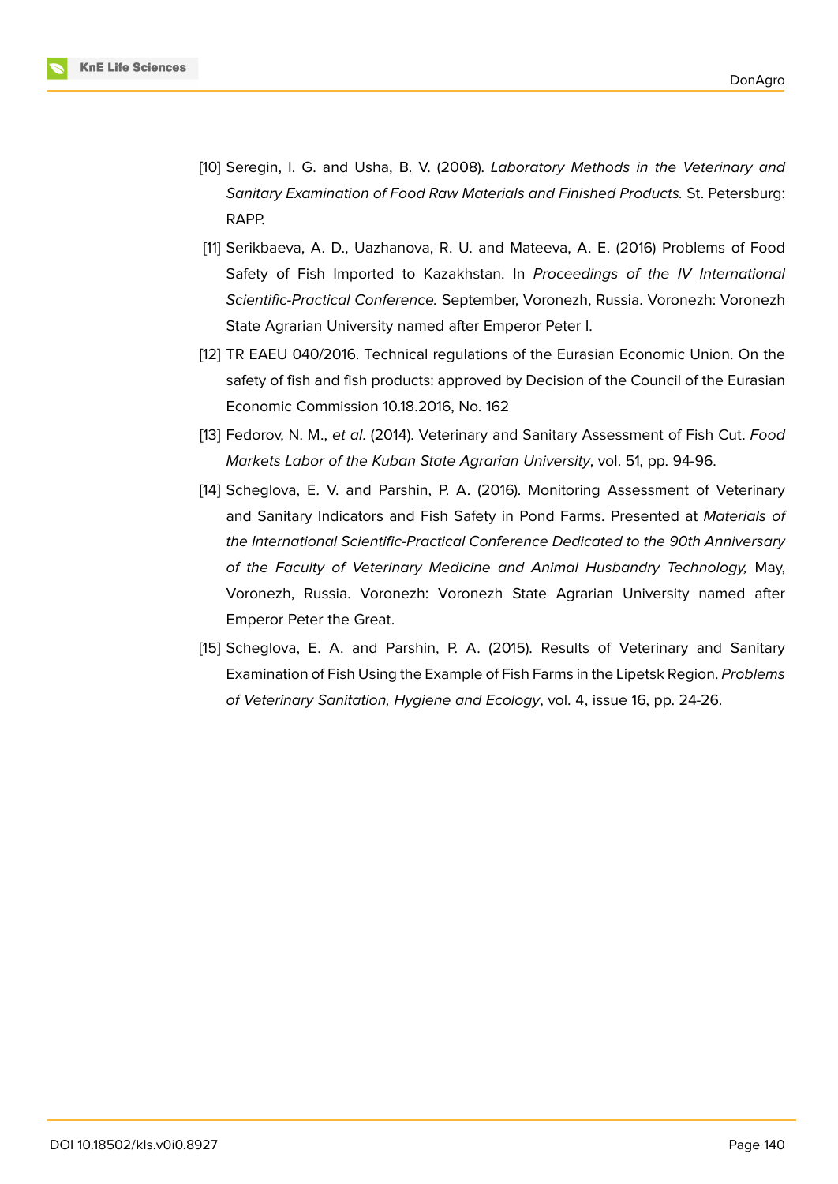[10] Seregin, I. G. and Usha, B. V. (2008). *Laboratory Methods in the Veterinary and Sanitary Examination of Food Raw Materials and Finished Products.* St. Petersburg: RAPP.

[11] Serikbaeva, A. D., Uazhanova, R. U. and Mateeva, A. E. (2016) Problems of Food Safety of Fish Imported to Kazakhstan. In *Proceedings of the IV International Scientific-Practical Conference.* September, Voronezh, Russia. Voronezh: Voronezh State Agrarian University named after Emperor Peter I.

[12] TR EAEU 040/2016. Technical regulations of the Eurasian Economic Union. On the safety of fish and fish products: approved by Decision of the Council of the Eurasian Economic Commission 10.18.2016, No. 162

[13] Fedorov, N. M., *et al*. (2014). Veterinary and Sanitary Assessment of Fish Cut. *Food Markets Labor of the Kuban State Agrarian University*, vol. 51, pp. 94-96.

[14] Scheglova, E. V. and Parshin, P. A. (2016). Monitoring Assessment of Veterinary and Sanitary Indicators and Fish Safety in Pond Farms. Presented at *Materials of the International Scientific-Practical Conference Dedicated to the 90th Anniversary of the Faculty of Veterinary Medicine and Animal Husbandry Technology,* May, Voronezh, Russia. Voronezh: Voronezh State Agrarian University named after Emperor Peter the Great.

[15] Scheglova, E. A. and Parshin, P. A. (2015). Results of Veterinary and Sanitary Examination of Fish Using the Example of Fish Farms in the Lipetsk Region. *Problems of Veterinary Sanitation, Hygiene and Ecology*, vol. 4, issue 16, pp. 24-26.